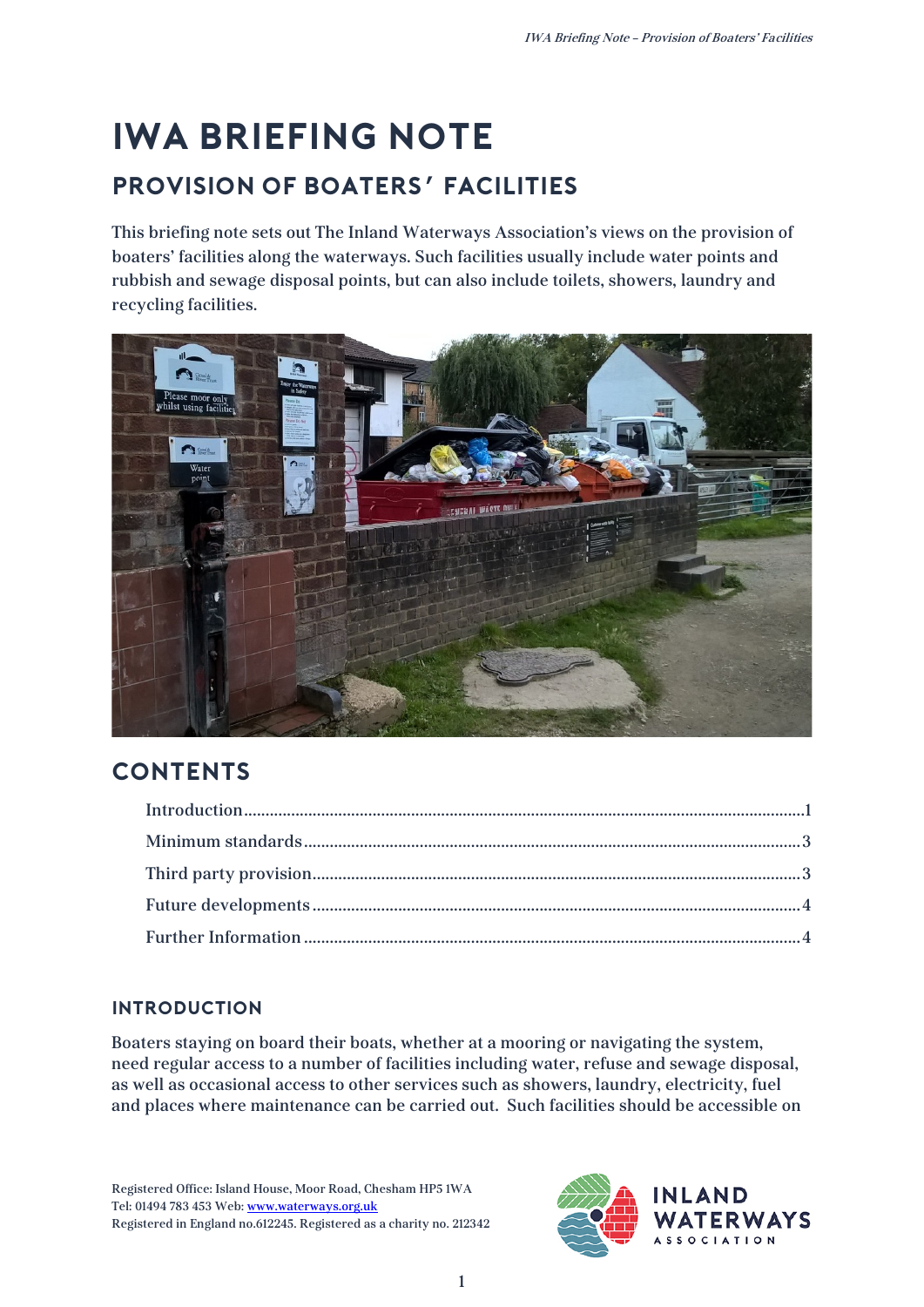# IWA BRIEFING NOTE

## PROVISION OF BOATERS' FACILITIES

This briefing note sets out The Inland Waterways Association's views on the provision of boaters' facilities along the waterways. Such facilities usually include water points and rubbish and sewage disposal points, but can also include toilets, showers, laundry and recycling facilities.

## CONTENTS

- Introduction.....1
- Minimum standards.....3
- Third party provision.....3
- Future developments.....4
- Further Information.....4

### INTRODUCTION

Boaters staying on board their boats, whether at a mooring or navigating the system, need regular access to a number of facilities including water, refuse and sewage disposal, as well as occasional access to other services such as showers, laundry, electricity, fuel and places where maintenance can be carried out. Such facilities should be accessible on

Registered Office: Island House, Moor Road, Chesham HP5 1WA
Tel: 01494 783 453 Web: www.waterways.org.uk
Registered in England no.612245. Registered as a charity no. 212342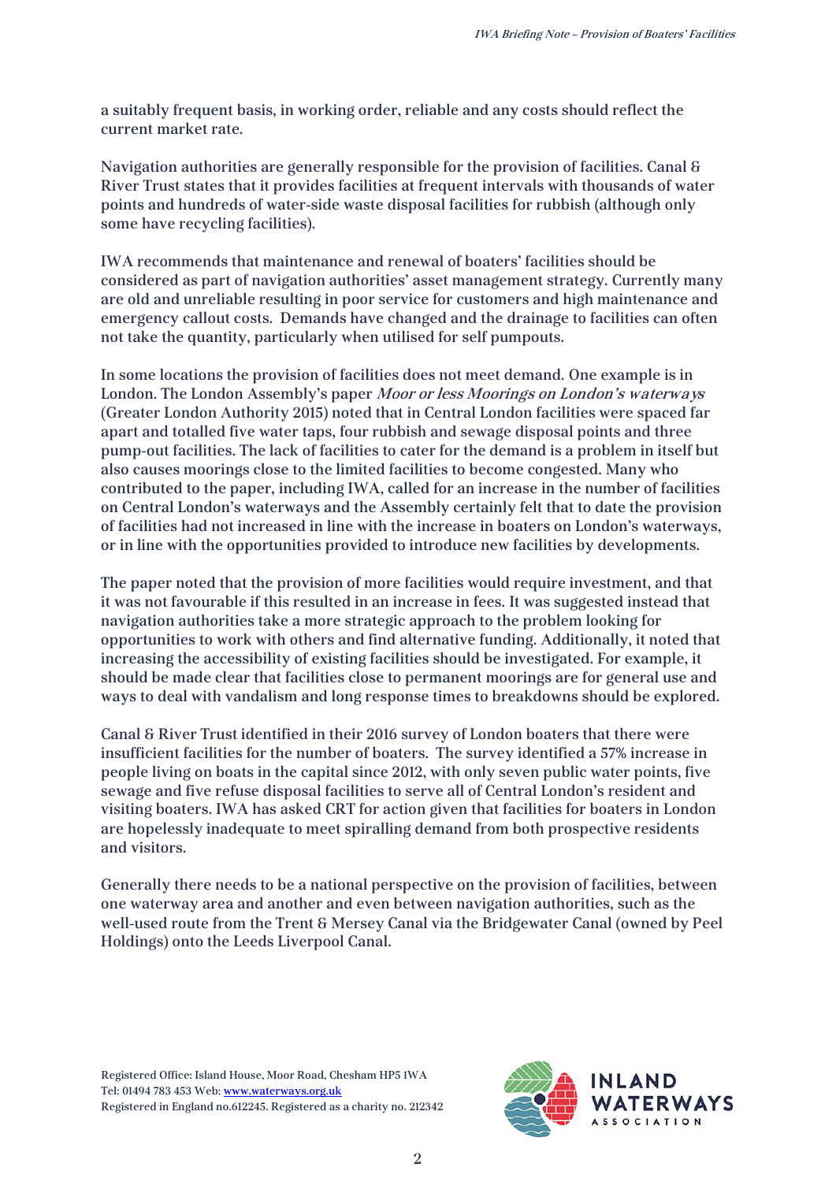a suitably frequent basis, in working order, reliable and any costs should reflect the current market rate.

Navigation authorities are generally responsible for the provision of facilities. Canal & River Trust states that it provides facilities at frequent intervals with thousands of water points and hundreds of water-side waste disposal facilities for rubbish (although only some have recycling facilities).

IWA recommends that maintenance and renewal of boaters' facilities should be considered as part of navigation authorities' asset management strategy. Currently many are old and unreliable resulting in poor service for customers and high maintenance and emergency callout costs. Demands have changed and the drainage to facilities can often not take the quantity, particularly when utilised for self pumpouts.

In some locations the provision of facilities does not meet demand. One example is in London. The London Assembly's paper *Moor or less Moorings on London's waterways* (Greater London Authority 2015) noted that in Central London facilities were spaced far apart and totalled five water taps, four rubbish and sewage disposal points and three pump-out facilities. The lack of facilities to cater for the demand is a problem in itself but also causes moorings close to the limited facilities to become congested. Many who contributed to the paper, including IWA, called for an increase in the number of facilities on Central London's waterways and the Assembly certainly felt that to date the provision of facilities had not increased in line with the increase in boaters on London's waterways, or in line with the opportunities provided to introduce new facilities by developments.

The paper noted that the provision of more facilities would require investment, and that it was not favourable if this resulted in an increase in fees. It was suggested instead that navigation authorities take a more strategic approach to the problem looking for opportunities to work with others and find alternative funding. Additionally, it noted that increasing the accessibility of existing facilities should be investigated. For example, it should be made clear that facilities close to permanent moorings are for general use and ways to deal with vandalism and long response times to breakdowns should be explored.

Canal & River Trust identified in their 2016 survey of London boaters that there were insufficient facilities for the number of boaters. The survey identified a 57% increase in people living on boats in the capital since 2012, with only seven public water points, five sewage and five refuse disposal facilities to serve all of Central London's resident and visiting boaters. IWA has asked CRT for action given that facilities for boaters in London are hopelessly inadequate to meet spiralling demand from both prospective residents and visitors.

Generally there needs to be a national perspective on the provision of facilities, between one waterway area and another and even between navigation authorities, such as the well-used route from the Trent & Mersey Canal via the Bridgewater Canal (owned by Peel Holdings) onto the Leeds Liverpool Canal.

Registered Office: Island House, Moor Road, Chesham HP5 1WA
Tel: 01494 783 453 Web: www.waterways.org.uk
Registered in England no.612245. Registered as a charity no. 212342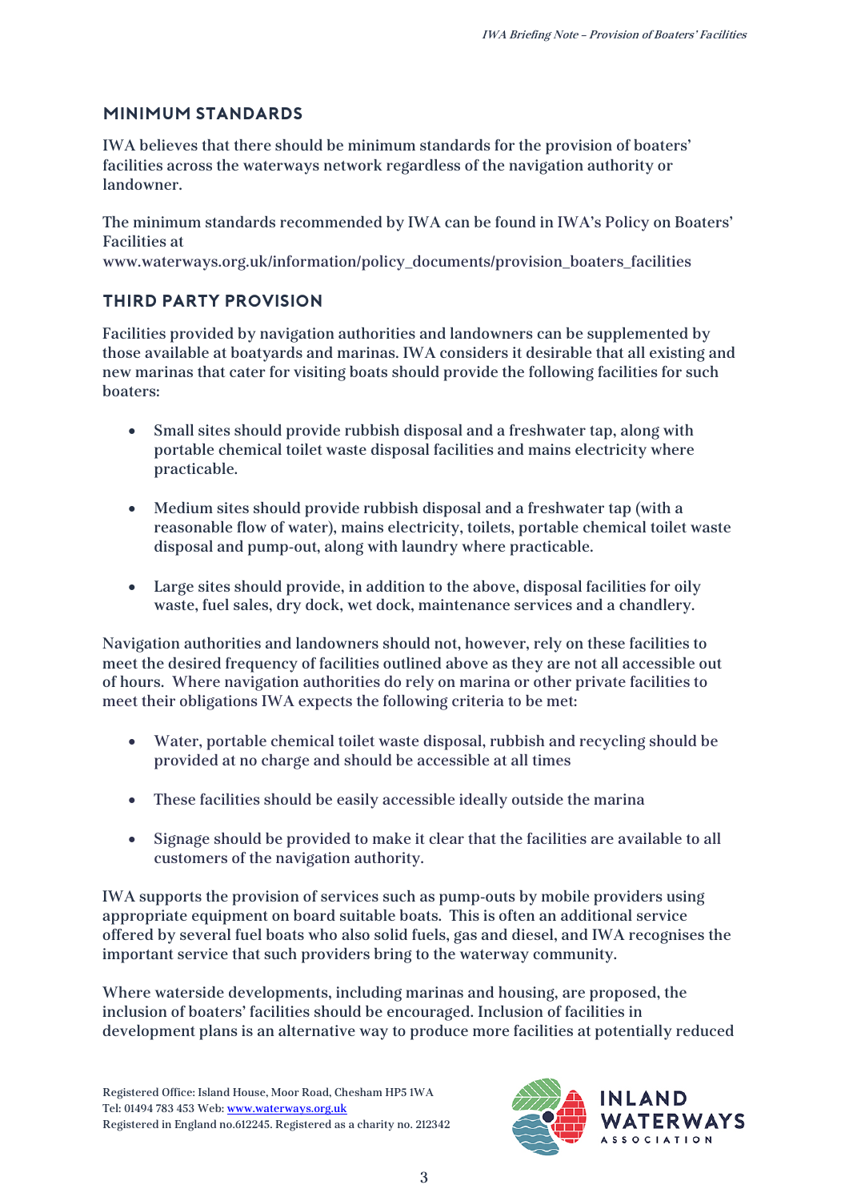## MINIMUM STANDARDS

IWA believes that there should be minimum standards for the provision of boaters' facilities across the waterways network regardless of the navigation authority or landowner.

The minimum standards recommended by IWA can be found in IWA's Policy on Boaters' Facilities at www.waterways.org.uk/information/policy_documents/provision_boaters_facilities

## THIRD PARTY PROVISION

Facilities provided by navigation authorities and landowners can be supplemented by those available at boatyards and marinas. IWA considers it desirable that all existing and new marinas that cater for visiting boats should provide the following facilities for such boaters:

- Small sites should provide rubbish disposal and a freshwater tap, along with portable chemical toilet waste disposal facilities and mains electricity where practicable.
- Medium sites should provide rubbish disposal and a freshwater tap (with a reasonable flow of water), mains electricity, toilets, portable chemical toilet waste disposal and pump-out, along with laundry where practicable.
- Large sites should provide, in addition to the above, disposal facilities for oily waste, fuel sales, dry dock, wet dock, maintenance services and a chandlery.

Navigation authorities and landowners should not, however, rely on these facilities to meet the desired frequency of facilities outlined above as they are not all accessible out of hours. Where navigation authorities do rely on marina or other private facilities to meet their obligations IWA expects the following criteria to be met:

- Water, portable chemical toilet waste disposal, rubbish and recycling should be provided at no charge and should be accessible at all times
- These facilities should be easily accessible ideally outside the marina
- Signage should be provided to make it clear that the facilities are available to all customers of the navigation authority.

IWA supports the provision of services such as pump-outs by mobile providers using appropriate equipment on board suitable boats. This is often an additional service offered by several fuel boats who also solid fuels, gas and diesel, and IWA recognises the important service that such providers bring to the waterway community.

Where waterside developments, including marinas and housing, are proposed, the inclusion of boaters' facilities should be encouraged. Inclusion of facilities in development plans is an alternative way to produce more facilities at potentially reduced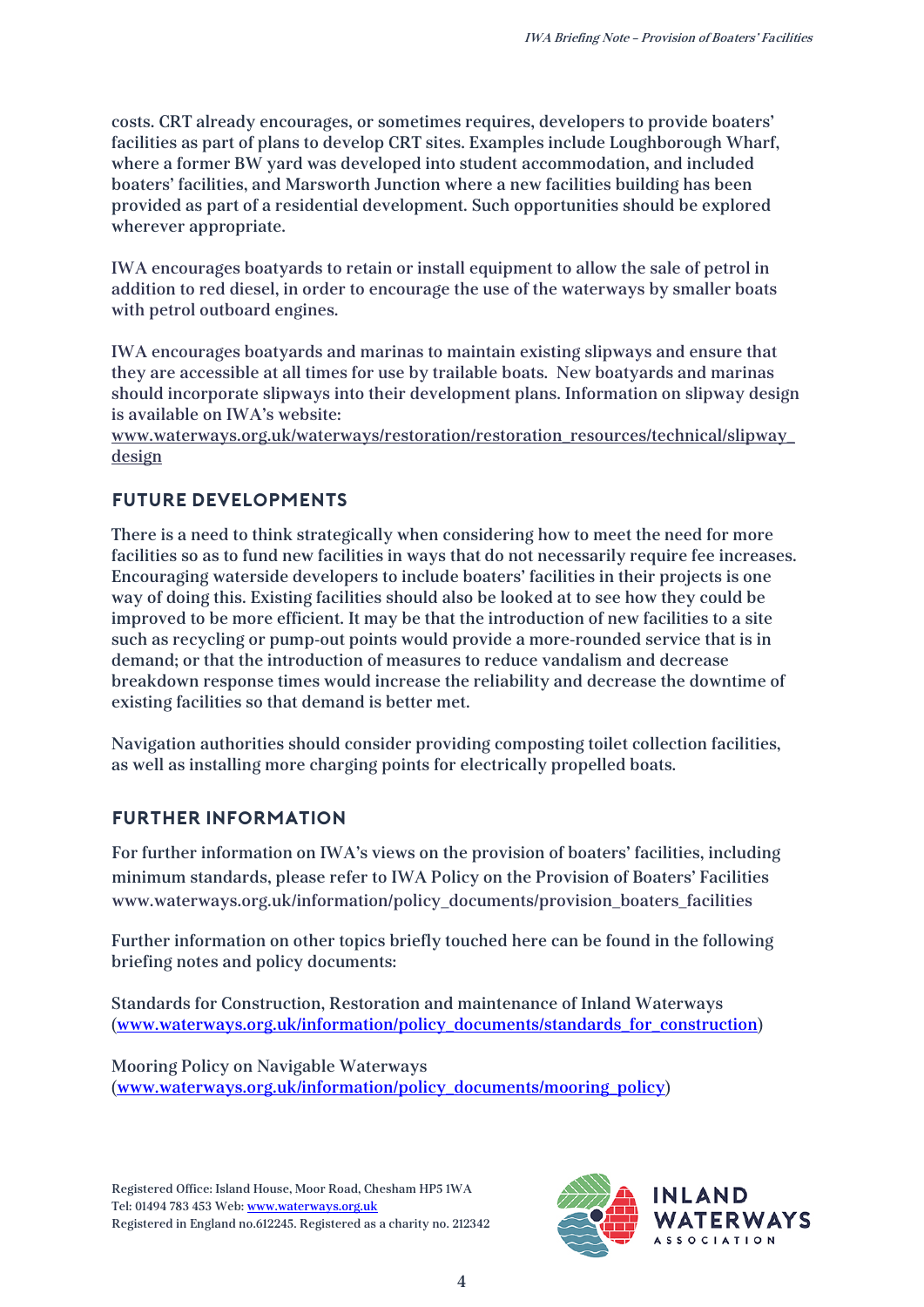costs. CRT already encourages, or sometimes requires, developers to provide boaters' facilities as part of plans to develop CRT sites. Examples include Loughborough Wharf, where a former BW yard was developed into student accommodation, and included boaters' facilities, and Marsworth Junction where a new facilities building has been provided as part of a residential development. Such opportunities should be explored wherever appropriate.

IWA encourages boatyards to retain or install equipment to allow the sale of petrol in addition to red diesel, in order to encourage the use of the waterways by smaller boats with petrol outboard engines.

IWA encourages boatyards and marinas to maintain existing slipways and ensure that they are accessible at all times for use by trailable boats. New boatyards and marinas should incorporate slipways into their development plans. Information on slipway design is available on IWA's website:
www.waterways.org.uk/waterways/restoration/restoration_resources/technical/slipway_design

## FUTURE DEVELOPMENTS

There is a need to think strategically when considering how to meet the need for more facilities so as to fund new facilities in ways that do not necessarily require fee increases. Encouraging waterside developers to include boaters' facilities in their projects is one way of doing this. Existing facilities should also be looked at to see how they could be improved to be more efficient. It may be that the introduction of new facilities to a site such as recycling or pump-out points would provide a more-rounded service that is in demand; or that the introduction of measures to reduce vandalism and decrease breakdown response times would increase the reliability and decrease the downtime of existing facilities so that demand is better met.

Navigation authorities should consider providing composting toilet collection facilities, as well as installing more charging points for electrically propelled boats.

## FURTHER INFORMATION

For further information on IWA's views on the provision of boaters' facilities, including minimum standards, please refer to IWA Policy on the Provision of Boaters' Facilities www.waterways.org.uk/information/policy_documents/provision_boaters_facilities

Further information on other topics briefly touched here can be found in the following briefing notes and policy documents:

Standards for Construction, Restoration and maintenance of Inland Waterways (www.waterways.org.uk/information/policy_documents/standards_for_construction)

Mooring Policy on Navigable Waterways (www.waterways.org.uk/information/policy_documents/mooring_policy)

Registered Office: Island House, Moor Road, Chesham HP5 1WA
Tel: 01494 783 453 Web: www.waterways.org.uk
Registered in England no.612245. Registered as a charity no. 212342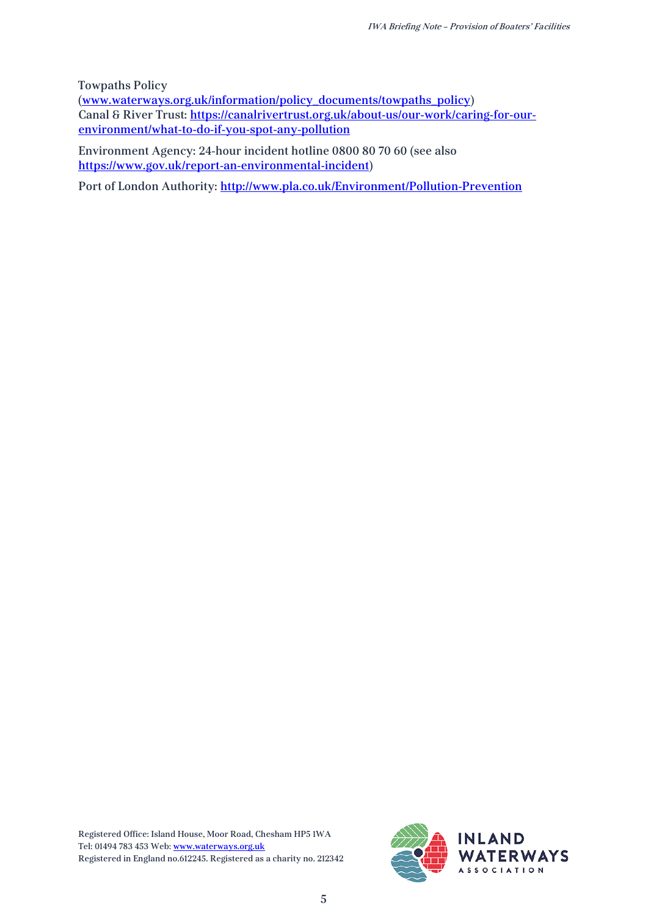Towpaths Policy
(www.waterways.org.uk/information/policy_documents/towpaths_policy)
Canal & River Trust: https://canalrivertrust.org.uk/about-us/our-work/caring-for-our-environment/what-to-do-if-you-spot-any-pollution

Environment Agency: 24-hour incident hotline 0800 80 70 60 (see also https://www.gov.uk/report-an-environmental-incident)

Port of London Authority: http://www.pla.co.uk/Environment/Pollution-Prevention

Registered Office: Island House, Moor Road, Chesham HP5 1WA
Tel: 01494 783 453 Web: www.waterways.org.uk
Registered in England no.612245. Registered as a charity no. 212342